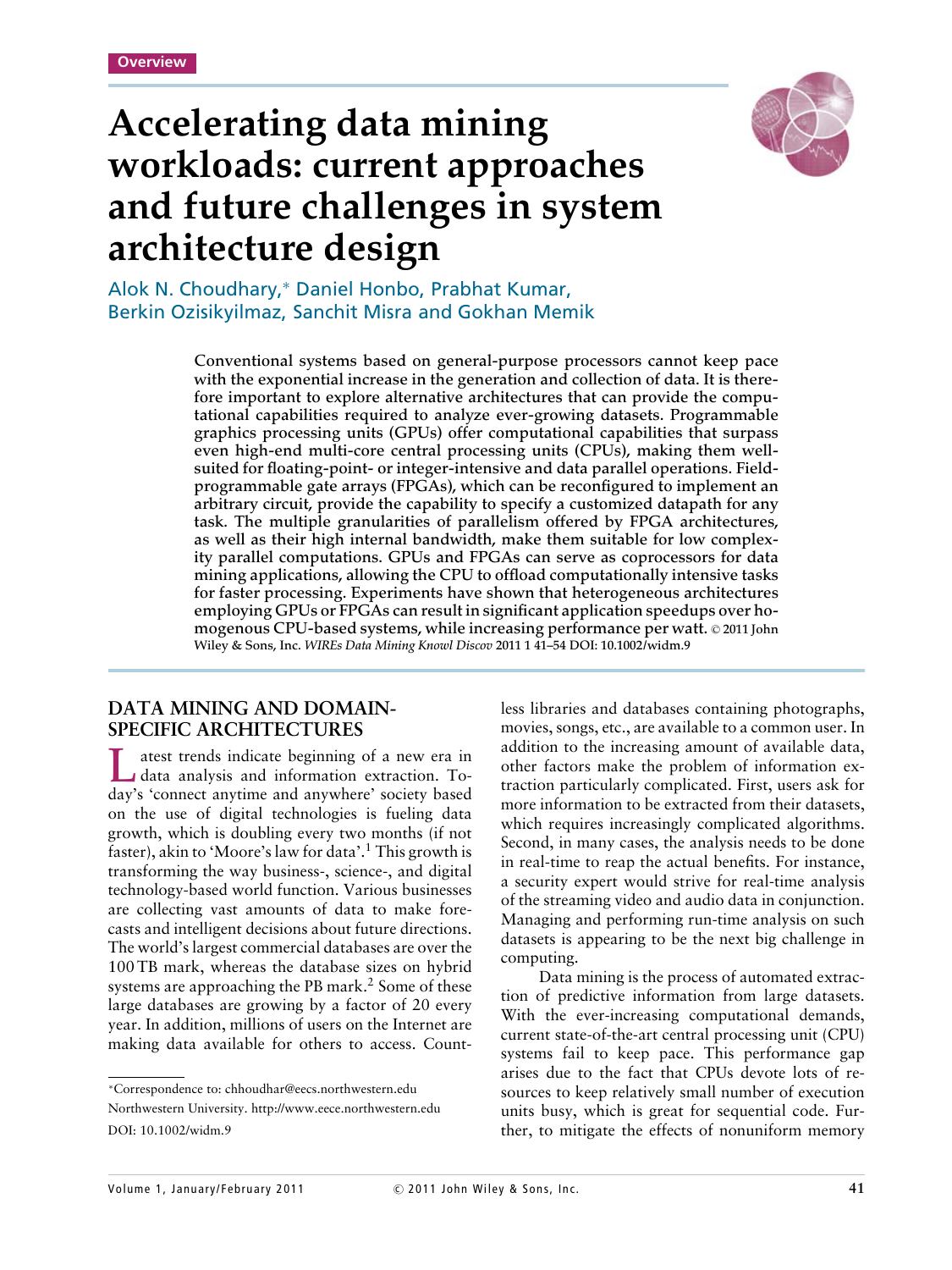Overview

# Accelerating data mining workloads: current approaches and future challenges in system architecture design

Alok N. Choudhary,* Daniel Honbo, Prabhat Kumar, Berkin Ozisikyilmaz, Sanchit Misra and Gokhan Memik

**Conventional systems based on general-purpose processors cannot keep pace with the exponential increase in the generation and collection of data. It is therefore important to explore alternative architectures that can provide the computational capabilities required to analyze ever-growing datasets. Programmable graphics processing units (GPUs) offer computational capabilities that surpass even high-end multi-core central processing units (CPUs), making them well-suited for floating-point- or integer-intensive and data parallel operations. Field-programmable gate arrays (FPGAs), which can be reconfigured to implement an arbitrary circuit, provide the capability to specify a customized datapath for any task. The multiple granularities of parallelism offered by FPGA architectures, as well as their high internal bandwidth, make them suitable for low complexity parallel computations. GPUs and FPGAs can serve as coprocessors for data mining applications, allowing the CPU to offload computationally intensive tasks for faster processing. Experiments have shown that heterogeneous architectures employing GPUs or FPGAs can result in significant application speedups over homogenous CPU-based systems, while increasing performance per watt.** © 2011 John Wiley & Sons, Inc. *WIREs Data Mining Knowl Discov* 2011 1 41–54 DOI: 10.1002/widm.9

## DATA MINING AND DOMAIN-SPECIFIC ARCHITECTURES

Latest trends indicate beginning of a new era in data analysis and information extraction. Today's 'connect anytime and anywhere' society based on the use of digital technologies is fueling data growth, which is doubling every two months (if not faster), akin to 'Moore's law for data'.[1] This growth is transforming the way business-, science-, and digital technology-based world function. Various businesses are collecting vast amounts of data to make forecasts and intelligent decisions about future directions. The world's largest commercial databases are over the 100 TB mark, whereas the database sizes on hybrid systems are approaching the PB mark.[2] Some of these large databases are growing by a factor of 20 every year. In addition, millions of users on the Internet are making data available for others to access. Countless libraries and databases containing photographs, movies, songs, etc., are available to a common user. In addition to the increasing amount of available data, other factors make the problem of information extraction particularly complicated. First, users ask for more information to be extracted from their datasets, which requires increasingly complicated algorithms. Second, in many cases, the analysis needs to be done in real-time to reap the actual benefits. For instance, a security expert would strive for real-time analysis of the streaming video and audio data in conjunction. Managing and performing run-time analysis on such datasets is appearing to be the next big challenge in computing.

Data mining is the process of automated extraction of predictive information from large datasets. With the ever-increasing computational demands, current state-of-the-art central processing unit (CPU) systems fail to keep pace. This performance gap arises due to the fact that CPUs devote lots of resources to keep relatively small number of execution units busy, which is great for sequential code. Further, to mitigate the effects of nonuniform memory

*Correspondence to: chhoudhar@eecs.northwestern.edu

Northwestern University. http://www.eece.northwestern.edu

DOI: 10.1002/widm.9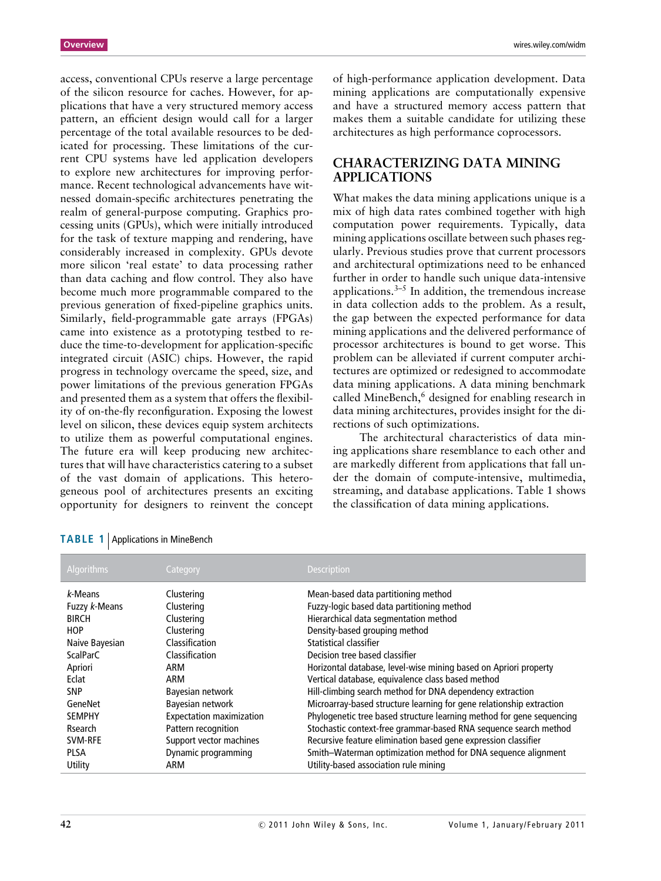access, conventional CPUs reserve a large percentage of the silicon resource for caches. However, for applications that have a very structured memory access pattern, an efficient design would call for a larger percentage of the total available resources to be dedicated for processing. These limitations of the current CPU systems have led application developers to explore new architectures for improving performance. Recent technological advancements have witnessed domain-specific architectures penetrating the realm of general-purpose computing. Graphics processing units (GPUs), which were initially introduced for the task of texture mapping and rendering, have considerably increased in complexity. GPUs devote more silicon 'real estate' to data processing rather than data caching and flow control. They also have become much more programmable compared to the previous generation of fixed-pipeline graphics units. Similarly, field-programmable gate arrays (FPGAs) came into existence as a prototyping testbed to reduce the time-to-development for application-specific integrated circuit (ASIC) chips. However, the rapid progress in technology overcame the speed, size, and power limitations of the previous generation FPGAs and presented them as a system that offers the flexibility of on-the-fly reconfiguration. Exposing the lowest level on silicon, these devices equip system architects to utilize them as powerful computational engines. The future era will keep producing new architectures that will have characteristics catering to a subset of the vast domain of applications. This heterogeneous pool of architectures presents an exciting opportunity for designers to reinvent the concept of high-performance application development. Data mining applications are computationally expensive and have a structured memory access pattern that makes them a suitable candidate for utilizing these architectures as high performance coprocessors.

## CHARACTERIZING DATA MINING APPLICATIONS

What makes the data mining applications unique is a mix of high data rates combined together with high computation power requirements. Typically, data mining applications oscillate between such phases regularly. Previous studies prove that current processors and architectural optimizations need to be enhanced further in order to handle such unique data-intensive applications.[3–5] In addition, the tremendous increase in data collection adds to the problem. As a result, the gap between the expected performance for data mining applications and the delivered performance of processor architectures is bound to get worse. This problem can be alleviated if current computer architectures are optimized or redesigned to accommodate data mining applications. A data mining benchmark called MineBench,[6] designed for enabling research in data mining architectures, provides insight for the directions of such optimizations.

The architectural characteristics of data mining applications share resemblance to each other and are markedly different from applications that fall under the domain of compute-intensive, multimedia, streaming, and database applications. Table 1 shows the classification of data mining applications.

**TABLE 1** | Applications in MineBench

| Algorithms | Category | Description |
|---|---|---|
| *k*-Means | Clustering | Mean-based data partitioning method |
| Fuzzy *k*-Means | Clustering | Fuzzy-logic based data partitioning method |
| BIRCH | Clustering | Hierarchical data segmentation method |
| HOP | Clustering | Density-based grouping method |
| Naive Bayesian | Classification | Statistical classifier |
| ScalParC | Classification | Decision tree based classifier |
| Apriori | ARM | Horizontal database, level-wise mining based on Apriori property |
| Eclat | ARM | Vertical database, equivalence class based method |
| SNP | Bayesian network | Hill-climbing search method for DNA dependency extraction |
| GeneNet | Bayesian network | Microarray-based structure learning for gene relationship extraction |
| SEMPHY | Expectation maximization | Phylogenetic tree based structure learning method for gene sequencing |
| Rsearch | Pattern recognition | Stochastic context-free grammar-based RNA sequence search method |
| SVM-RFE | Support vector machines | Recursive feature elimination based gene expression classifier |
| PLSA | Dynamic programming | Smith–Waterman optimization method for DNA sequence alignment |
| Utility | ARM | Utility-based association rule mining |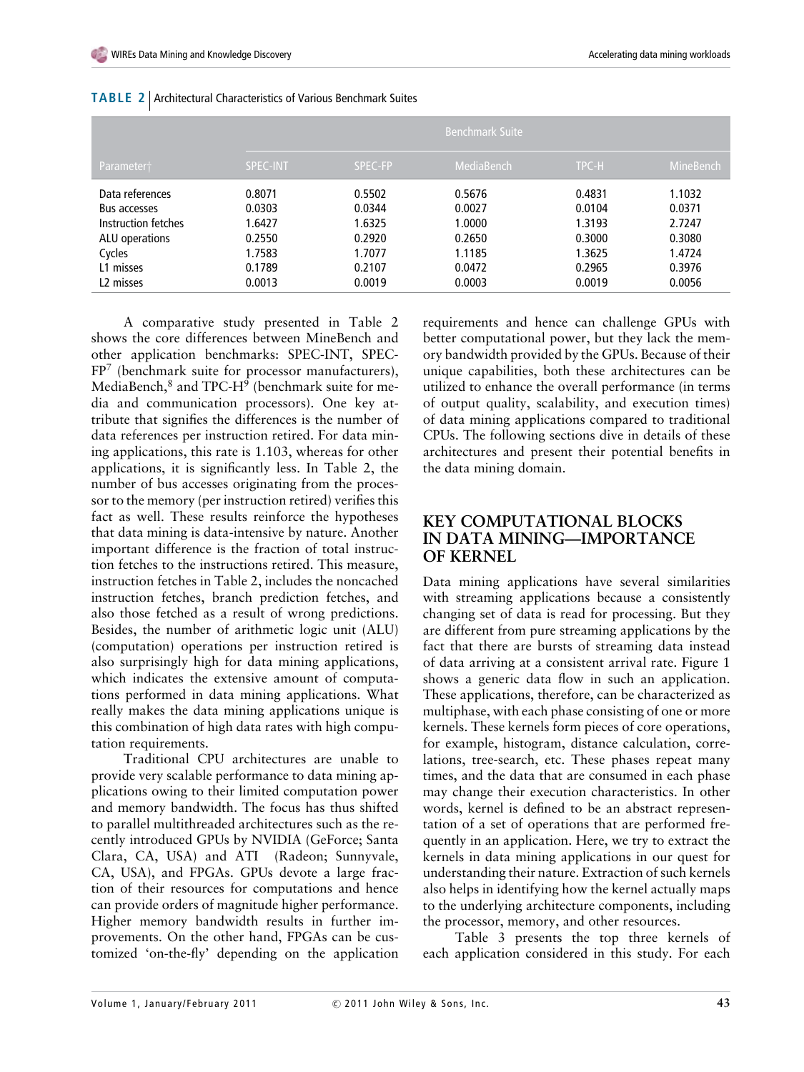**TABLE 2** | Architectural Characteristics of Various Benchmark Suites

| | Benchmark Suite | | | | |
|---|---|---|---|---|---|
| Parameter† | SPEC-INT | SPEC-FP | MediaBench | TPC-H | MineBench |
| Data references | 0.8071 | 0.5502 | 0.5676 | 0.4831 | 1.1032 |
| Bus accesses | 0.0303 | 0.0344 | 0.0027 | 0.0104 | 0.0371 |
| Instruction fetches | 1.6427 | 1.6325 | 1.0000 | 1.3193 | 2.7247 |
| ALU operations | 0.2550 | 0.2920 | 0.2650 | 0.3000 | 0.3080 |
| Cycles | 1.7583 | 1.7077 | 1.1185 | 1.3625 | 1.4724 |
| L1 misses | 0.1789 | 0.2107 | 0.0472 | 0.2965 | 0.3976 |
| L2 misses | 0.0013 | 0.0019 | 0.0003 | 0.0019 | 0.0056 |

A comparative study presented in Table 2 shows the core differences between MineBench and other application benchmarks: SPEC-INT, SPEC-FP[7] (benchmark suite for processor manufacturers), MediaBench,[8] and TPC-H[9] (benchmark suite for media and communication processors). One key attribute that signifies the differences is the number of data references per instruction retired. For data mining applications, this rate is 1.103, whereas for other applications, it is significantly less. In Table 2, the number of bus accesses originating from the processor to the memory (per instruction retired) verifies this fact as well. These results reinforce the hypotheses that data mining is data-intensive by nature. Another important difference is the fraction of total instruction fetches to the instructions retired. This measure, instruction fetches in Table 2, includes the noncached instruction fetches, branch prediction fetches, and also those fetched as a result of wrong predictions. Besides, the number of arithmetic logic unit (ALU) (computation) operations per instruction retired is also surprisingly high for data mining applications, which indicates the extensive amount of computations performed in data mining applications. What really makes the data mining applications unique is this combination of high data rates with high computation requirements.

Traditional CPU architectures are unable to provide very scalable performance to data mining applications owing to their limited computation power and memory bandwidth. The focus has thus shifted to parallel multithreaded architectures such as the recently introduced GPUs by NVIDIA (GeForce; Santa Clara, CA, USA) and ATI (Radeon; Sunnyvale, CA, USA), and FPGAs. GPUs devote a large fraction of their resources for computations and hence can provide orders of magnitude higher performance. Higher memory bandwidth results in further improvements. On the other hand, FPGAs can be customized 'on-the-fly' depending on the application requirements and hence can challenge GPUs with better computational power, but they lack the memory bandwidth provided by the GPUs. Because of their unique capabilities, both these architectures can be utilized to enhance the overall performance (in terms of output quality, scalability, and execution times) of data mining applications compared to traditional CPUs. The following sections dive in details of these architectures and present their potential benefits in the data mining domain.

## KEY COMPUTATIONAL BLOCKS IN DATA MINING—IMPORTANCE OF KERNEL

Data mining applications have several similarities with streaming applications because a consistently changing set of data is read for processing. But they are different from pure streaming applications by the fact that there are bursts of streaming data instead of data arriving at a consistent arrival rate. Figure 1 shows a generic data flow in such an application. These applications, therefore, can be characterized as multiphase, with each phase consisting of one or more kernels. These kernels form pieces of core operations, for example, histogram, distance calculation, correlations, tree-search, etc. These phases repeat many times, and the data that are consumed in each phase may change their execution characteristics. In other words, kernel is defined to be an abstract representation of a set of operations that are performed frequently in an application. Here, we try to extract the kernels in data mining applications in our quest for understanding their nature. Extraction of such kernels also helps in identifying how the kernel actually maps to the underlying architecture components, including the processor, memory, and other resources.

Table 3 presents the top three kernels of each application considered in this study. For each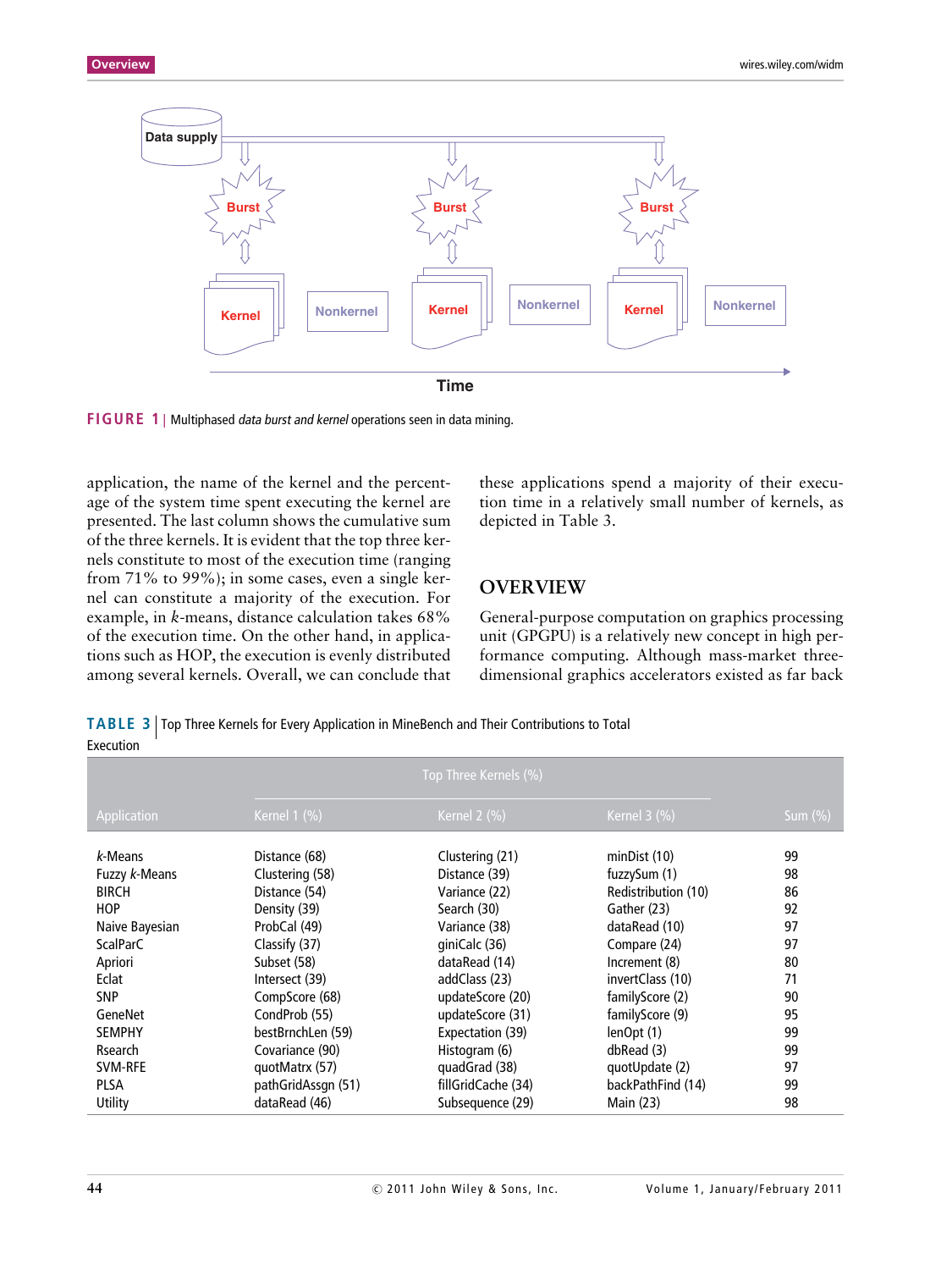FIGURE 1 | Multiphased *data burst and kernel* operations seen in data mining.

application, the name of the kernel and the percentage of the system time spent executing the kernel are presented. The last column shows the cumulative sum of the three kernels. It is evident that the top three kernels constitute to most of the execution time (ranging from 71% to 99%); in some cases, even a single kernel can constitute a majority of the execution. For example, in *k*-means, distance calculation takes 68% of the execution time. On the other hand, in applications such as HOP, the execution is evenly distributed among several kernels. Overall, we can conclude that these applications spend a majority of their execution time in a relatively small number of kernels, as depicted in Table 3.

## OVERVIEW

General-purpose computation on graphics processing unit (GPGPU) is a relatively new concept in high performance computing. Although mass-market three-dimensional graphics accelerators existed as far back

TABLE 3 | Top Three Kernels for Every Application in MineBench and Their Contributions to Total Execution

| | Top Three Kernels (%) | | | |
|---|---|---|---|---|
| Application | Kernel 1 (%) | Kernel 2 (%) | Kernel 3 (%) | Sum (%) |
| *k*-Means | Distance (68) | Clustering (21) | minDist (10) | 99 |
| Fuzzy *k*-Means | Clustering (58) | Distance (39) | fuzzySum (1) | 98 |
| BIRCH | Distance (54) | Variance (22) | Redistribution (10) | 86 |
| HOP | Density (39) | Search (30) | Gather (23) | 92 |
| Naive Bayesian | ProbCal (49) | Variance (38) | dataRead (10) | 97 |
| ScalParC | Classify (37) | giniCalc (36) | Compare (24) | 97 |
| Apriori | Subset (58) | dataRead (14) | Increment (8) | 80 |
| Eclat | Intersect (39) | addClass (23) | invertClass (10) | 71 |
| SNP | CompScore (68) | updateScore (20) | familyScore (2) | 90 |
| GeneNet | CondProb (55) | updateScore (31) | familyScore (9) | 95 |
| SEMPHY | bestBrnchLen (59) | Expectation (39) | lenOpt (1) | 99 |
| Rsearch | Covariance (90) | Histogram (6) | dbRead (3) | 99 |
| SVM-RFE | quotMatrx (57) | quadGrad (38) | quotUpdate (2) | 97 |
| PLSA | pathGridAssgn (51) | fillGridCache (34) | backPathFind (14) | 99 |
| Utility | dataRead (46) | Subsequence (29) | Main (23) | 98 |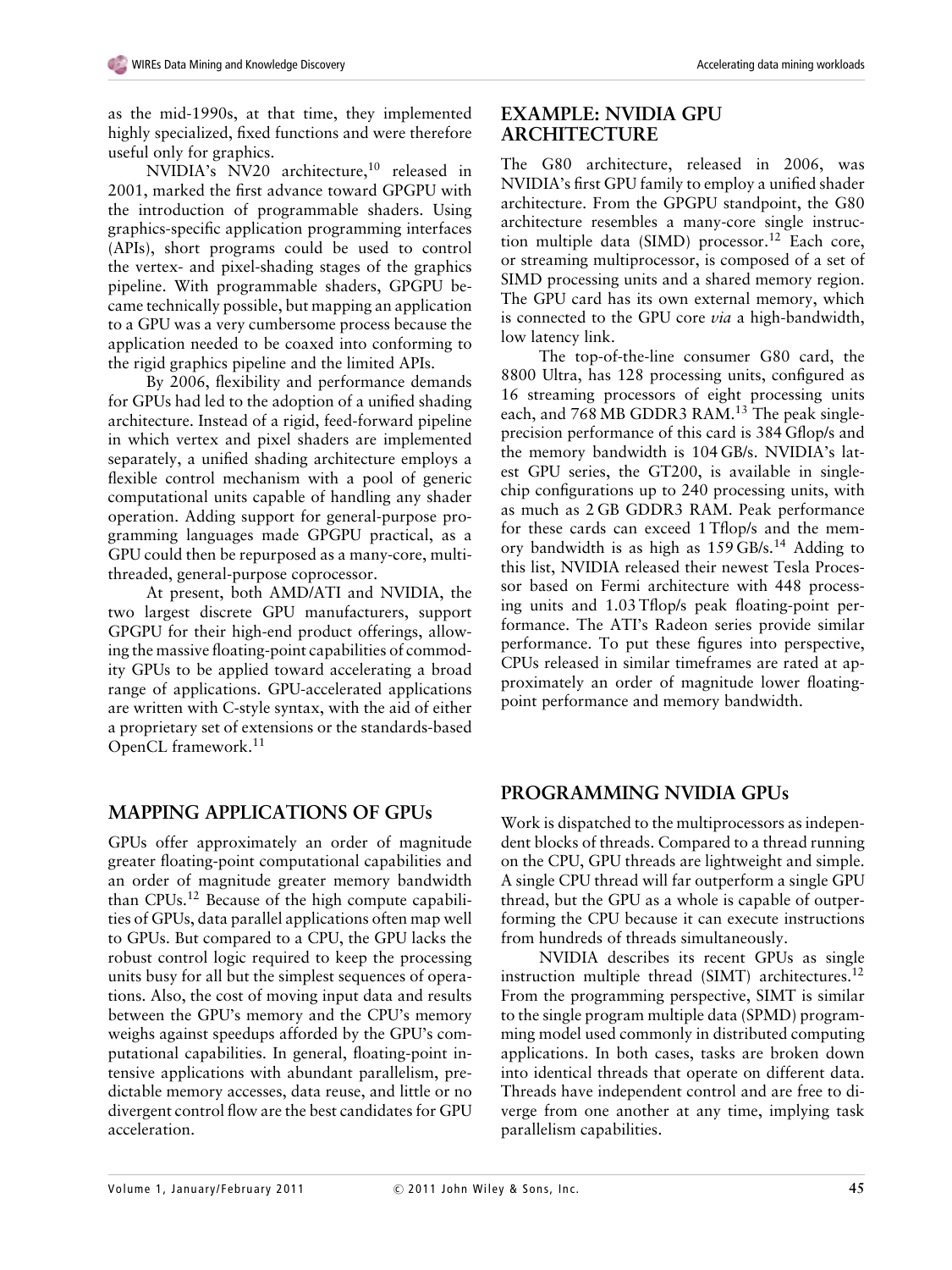as the mid-1990s, at that time, they implemented highly specialized, fixed functions and were therefore useful only for graphics.

NVIDIA's NV20 architecture,[10] released in 2001, marked the first advance toward GPGPU with the introduction of programmable shaders. Using graphics-specific application programming interfaces (APIs), short programs could be used to control the vertex- and pixel-shading stages of the graphics pipeline. With programmable shaders, GPGPU became technically possible, but mapping an application to a GPU was a very cumbersome process because the application needed to be coaxed into conforming to the rigid graphics pipeline and the limited APIs.

By 2006, flexibility and performance demands for GPUs had led to the adoption of a unified shading architecture. Instead of a rigid, feed-forward pipeline in which vertex and pixel shaders are implemented separately, a unified shading architecture employs a flexible control mechanism with a pool of generic computational units capable of handling any shader operation. Adding support for general-purpose programming languages made GPGPU practical, as a GPU could then be repurposed as a many-core, multithreaded, general-purpose coprocessor.

At present, both AMD/ATI and NVIDIA, the two largest discrete GPU manufacturers, support GPGPU for their high-end product offerings, allowing the massive floating-point capabilities of commodity GPUs to be applied toward accelerating a broad range of applications. GPU-accelerated applications are written with C-style syntax, with the aid of either a proprietary set of extensions or the standards-based OpenCL framework.[11]

## MAPPING APPLICATIONS OF GPUs

GPUs offer approximately an order of magnitude greater floating-point computational capabilities and an order of magnitude greater memory bandwidth than CPUs.[12] Because of the high compute capabilities of GPUs, data parallel applications often map well to GPUs. But compared to a CPU, the GPU lacks the robust control logic required to keep the processing units busy for all but the simplest sequences of operations. Also, the cost of moving input data and results between the GPU's memory and the CPU's memory weighs against speedups afforded by the GPU's computational capabilities. In general, floating-point intensive applications with abundant parallelism, predictable memory accesses, data reuse, and little or no divergent control flow are the best candidates for GPU acceleration.

## EXAMPLE: NVIDIA GPU ARCHITECTURE

The G80 architecture, released in 2006, was NVIDIA's first GPU family to employ a unified shader architecture. From the GPGPU standpoint, the G80 architecture resembles a many-core single instruction multiple data (SIMD) processor.[12] Each core, or streaming multiprocessor, is composed of a set of SIMD processing units and a shared memory region. The GPU card has its own external memory, which is connected to the GPU core *via* a high-bandwidth, low latency link.

The top-of-the-line consumer G80 card, the 8800 Ultra, has 128 processing units, configured as 16 streaming processors of eight processing units each, and 768 MB GDDR3 RAM.[13] The peak single-precision performance of this card is 384 Gflop/s and the memory bandwidth is 104 GB/s. NVIDIA's latest GPU series, the GT200, is available in single-chip configurations up to 240 processing units, with as much as 2 GB GDDR3 RAM. Peak performance for these cards can exceed 1 Tflop/s and the memory bandwidth is as high as 159 GB/s.[14] Adding to this list, NVIDIA released their newest Tesla Processor based on Fermi architecture with 448 processing units and 1.03 Tflop/s peak floating-point performance. The ATI's Radeon series provide similar performance. To put these figures into perspective, CPUs released in similar timeframes are rated at approximately an order of magnitude lower floating-point performance and memory bandwidth.

## PROGRAMMING NVIDIA GPUs

Work is dispatched to the multiprocessors as independent blocks of threads. Compared to a thread running on the CPU, GPU threads are lightweight and simple. A single CPU thread will far outperform a single GPU thread, but the GPU as a whole is capable of outperforming the CPU because it can execute instructions from hundreds of threads simultaneously.

NVIDIA describes its recent GPUs as single instruction multiple thread (SIMT) architectures.[12] From the programming perspective, SIMT is similar to the single program multiple data (SPMD) programming model used commonly in distributed computing applications. In both cases, tasks are broken down into identical threads that operate on different data. Threads have independent control and are free to diverge from one another at any time, implying task parallelism capabilities.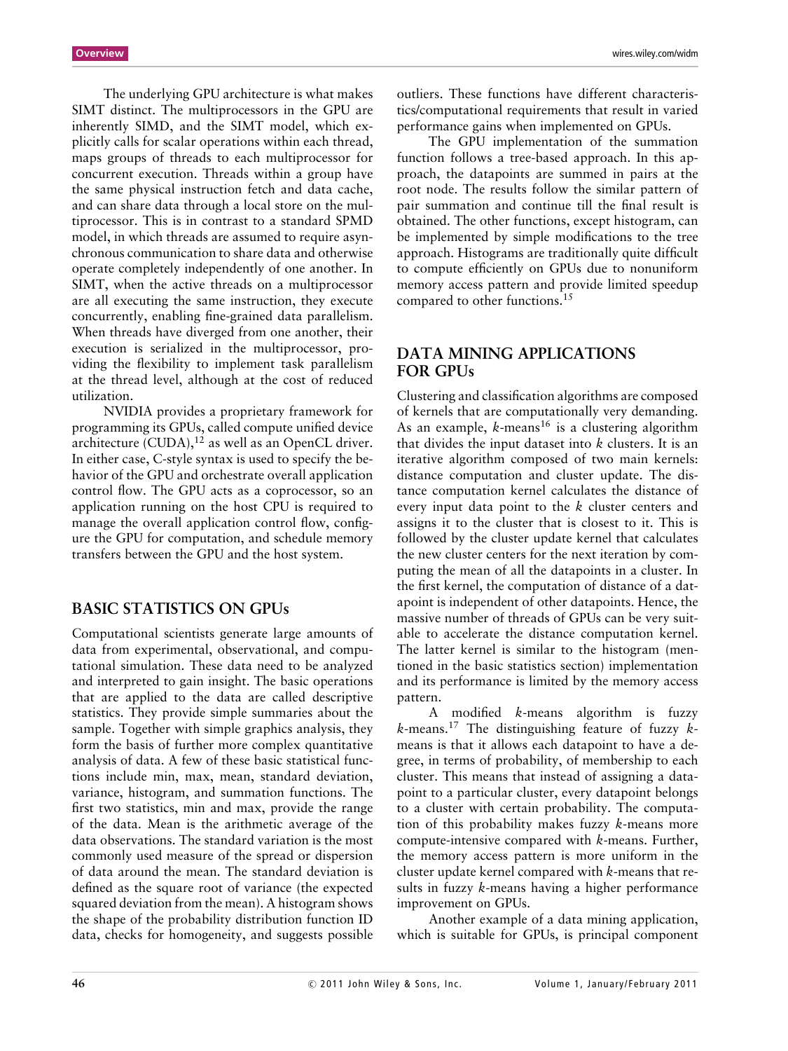The underlying GPU architecture is what makes SIMT distinct. The multiprocessors in the GPU are inherently SIMD, and the SIMT model, which explicitly calls for scalar operations within each thread, maps groups of threads to each multiprocessor for concurrent execution. Threads within a group have the same physical instruction fetch and data cache, and can share data through a local store on the multiprocessor. This is in contrast to a standard SPMD model, in which threads are assumed to require asynchronous communication to share data and otherwise operate completely independently of one another. In SIMT, when the active threads on a multiprocessor are all executing the same instruction, they execute concurrently, enabling fine-grained data parallelism. When threads have diverged from one another, their execution is serialized in the multiprocessor, providing the flexibility to implement task parallelism at the thread level, although at the cost of reduced utilization.

NVIDIA provides a proprietary framework for programming its GPUs, called compute unified device architecture (CUDA),[12] as well as an OpenCL driver. In either case, C-style syntax is used to specify the behavior of the GPU and orchestrate overall application control flow. The GPU acts as a coprocessor, so an application running on the host CPU is required to manage the overall application control flow, configure the GPU for computation, and schedule memory transfers between the GPU and the host system.

## BASIC STATISTICS ON GPUs

Computational scientists generate large amounts of data from experimental, observational, and computational simulation. These data need to be analyzed and interpreted to gain insight. The basic operations that are applied to the data are called descriptive statistics. They provide simple summaries about the sample. Together with simple graphics analysis, they form the basis of further more complex quantitative analysis of data. A few of these basic statistical functions include min, max, mean, standard deviation, variance, histogram, and summation functions. The first two statistics, min and max, provide the range of the data. Mean is the arithmetic average of the data observations. The standard variation is the most commonly used measure of the spread or dispersion of data around the mean. The standard deviation is defined as the square root of variance (the expected squared deviation from the mean). A histogram shows the shape of the probability distribution function ID data, checks for homogeneity, and suggests possible outliers. These functions have different characteristics/computational requirements that result in varied performance gains when implemented on GPUs.

The GPU implementation of the summation function follows a tree-based approach. In this approach, the datapoints are summed in pairs at the root node. The results follow the similar pattern of pair summation and continue till the final result is obtained. The other functions, except histogram, can be implemented by simple modifications to the tree approach. Histograms are traditionally quite difficult to compute efficiently on GPUs due to nonuniform memory access pattern and provide limited speedup compared to other functions.[15]

## DATA MINING APPLICATIONS FOR GPUs

Clustering and classification algorithms are composed of kernels that are computationally very demanding. As an example, *k*-means[16] is a clustering algorithm that divides the input dataset into *k* clusters. It is an iterative algorithm composed of two main kernels: distance computation and cluster update. The distance computation kernel calculates the distance of every input data point to the *k* cluster centers and assigns it to the cluster that is closest to it. This is followed by the cluster update kernel that calculates the new cluster centers for the next iteration by computing the mean of all the datapoints in a cluster. In the first kernel, the computation of distance of a datapoint is independent of other datapoints. Hence, the massive number of threads of GPUs can be very suitable to accelerate the distance computation kernel. The latter kernel is similar to the histogram (mentioned in the basic statistics section) implementation and its performance is limited by the memory access pattern.

A modified *k*-means algorithm is fuzzy *k*-means.[17] The distinguishing feature of fuzzy *k*-means is that it allows each datapoint to have a degree, in terms of probability, of membership to each cluster. This means that instead of assigning a datapoint to a particular cluster, every datapoint belongs to a cluster with certain probability. The computation of this probability makes fuzzy *k*-means more compute-intensive compared with *k*-means. Further, the memory access pattern is more uniform in the cluster update kernel compared with *k*-means that results in fuzzy *k*-means having a higher performance improvement on GPUs.

Another example of a data mining application, which is suitable for GPUs, is principal component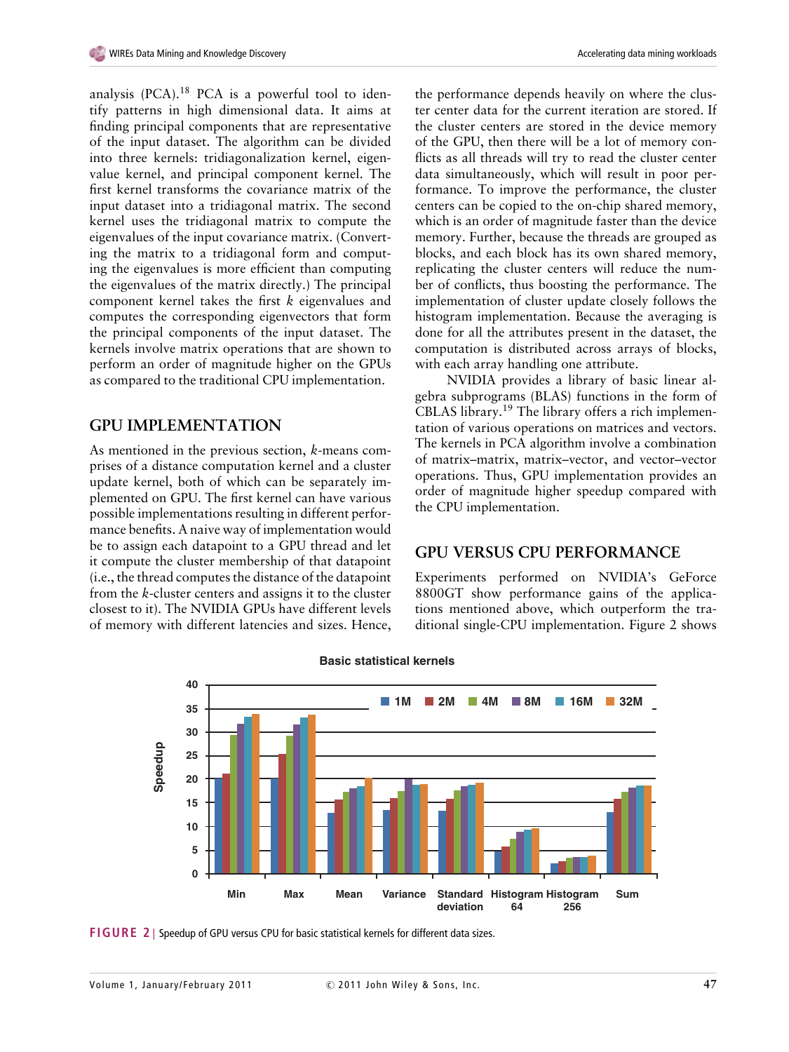analysis (PCA).[18] PCA is a powerful tool to identify patterns in high dimensional data. It aims at finding principal components that are representative of the input dataset. The algorithm can be divided into three kernels: tridiagonalization kernel, eigenvalue kernel, and principal component kernel. The first kernel transforms the covariance matrix of the input dataset into a tridiagonal matrix. The second kernel uses the tridiagonal matrix to compute the eigenvalues of the input covariance matrix. (Converting the matrix to a tridiagonal form and computing the eigenvalues is more efficient than computing the eigenvalues of the matrix directly.) The principal component kernel takes the first $k$ eigenvalues and computes the corresponding eigenvectors that form the principal components of the input dataset. The kernels involve matrix operations that are shown to perform an order of magnitude higher on the GPUs as compared to the traditional CPU implementation.

## GPU IMPLEMENTATION

As mentioned in the previous section, $k$-means comprises of a distance computation kernel and a cluster update kernel, both of which can be separately implemented on GPU. The first kernel can have various possible implementations resulting in different performance benefits. A naive way of implementation would be to assign each datapoint to a GPU thread and let it compute the cluster membership of that datapoint (i.e., the thread computes the distance of the datapoint from the $k$-cluster centers and assigns it to the cluster closest to it). The NVIDIA GPUs have different levels of memory with different latencies and sizes. Hence, the performance depends heavily on where the cluster center data for the current iteration are stored. If the cluster centers are stored in the device memory of the GPU, then there will be a lot of memory conflicts as all threads will try to read the cluster center data simultaneously, which will result in poor performance. To improve the performance, the cluster centers can be copied to the on-chip shared memory, which is an order of magnitude faster than the device memory. Further, because the threads are grouped as blocks, and each block has its own shared memory, replicating the cluster centers will reduce the number of conflicts, thus boosting the performance. The implementation of cluster update closely follows the histogram implementation. Because the averaging is done for all the attributes present in the dataset, the computation is distributed across arrays of blocks, with each array handling one attribute.

NVIDIA provides a library of basic linear algebra subprograms (BLAS) functions in the form of CBLAS library.[19] The library offers a rich implementation of various operations on matrices and vectors. The kernels in PCA algorithm involve a combination of matrix–matrix, matrix–vector, and vector–vector operations. Thus, GPU implementation provides an order of magnitude higher speedup compared with the CPU implementation.

## GPU VERSUS CPU PERFORMANCE

Experiments performed on NVIDIA's GeForce 8800GT show performance gains of the applications mentioned above, which outperform the traditional single-CPU implementation. Figure 2 shows

Basic statistical kernels

Speedup

0
5
10
15
20
25
30
35
40

1M 2M 4M 8M 16M 32M

Min
Max
Mean
Variance
Standard deviation
Histogram 64
Histogram 256
Sum

**FIGURE 2** | Speedup of GPU versus CPU for basic statistical kernels for different data sizes.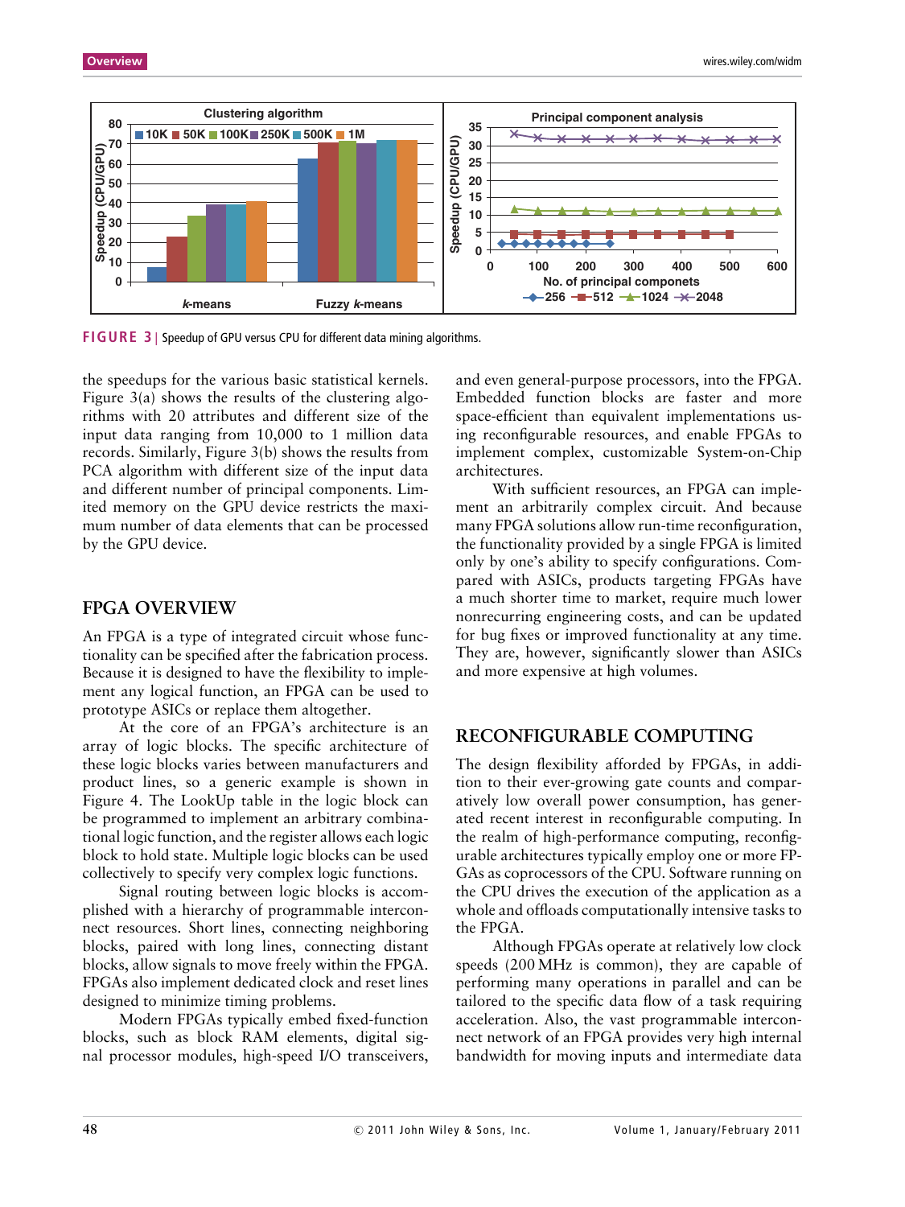Clustering algorithm

10K 50K 100K 250K 500K 1M

Speedup (CPU/GPU)

80
70
60
50
40
30
20
10
0

*k*-means

Fuzzy *k*-means

Principal component analysis

Speedup (CPU/GPU)

35
30
25
20
15
10
5
0

0 100 200 300 400 500 600

No. of principal componets

256 512 1024 2048

**FIGURE 3** | Speedup of GPU versus CPU for different data mining algorithms.

the speedups for the various basic statistical kernels. Figure 3(a) shows the results of the clustering algorithms with 20 attributes and different size of the input data ranging from 10,000 to 1 million data records. Similarly, Figure 3(b) shows the results from PCA algorithm with different size of the input data and different number of principal components. Limited memory on the GPU device restricts the maximum number of data elements that can be processed by the GPU device.

## FPGA OVERVIEW

An FPGA is a type of integrated circuit whose functionality can be specified after the fabrication process. Because it is designed to have the flexibility to implement any logical function, an FPGA can be used to prototype ASICs or replace them altogether.

At the core of an FPGA's architecture is an array of logic blocks. The specific architecture of these logic blocks varies between manufacturers and product lines, so a generic example is shown in Figure 4. The LookUp table in the logic block can be programmed to implement an arbitrary combinational logic function, and the register allows each logic block to hold state. Multiple logic blocks can be used collectively to specify very complex logic functions.

Signal routing between logic blocks is accomplished with a hierarchy of programmable interconnect resources. Short lines, connecting neighboring blocks, paired with long lines, connecting distant blocks, allow signals to move freely within the FPGA. FPGAs also implement dedicated clock and reset lines designed to minimize timing problems.

Modern FPGAs typically embed fixed-function blocks, such as block RAM elements, digital signal processor modules, high-speed I/O transceivers, and even general-purpose processors, into the FPGA. Embedded function blocks are faster and more space-efficient than equivalent implementations using reconfigurable resources, and enable FPGAs to implement complex, customizable System-on-Chip architectures.

With sufficient resources, an FPGA can implement an arbitrarily complex circuit. And because many FPGA solutions allow run-time reconfiguration, the functionality provided by a single FPGA is limited only by one's ability to specify configurations. Compared with ASICs, products targeting FPGAs have a much shorter time to market, require much lower nonrecurring engineering costs, and can be updated for bug fixes or improved functionality at any time. They are, however, significantly slower than ASICs and more expensive at high volumes.

## RECONFIGURABLE COMPUTING

The design flexibility afforded by FPGAs, in addition to their ever-growing gate counts and comparatively low overall power consumption, has generated recent interest in reconfigurable computing. In the realm of high-performance computing, reconfigurable architectures typically employ one or more FPGAs as coprocessors of the CPU. Software running on the CPU drives the execution of the application as a whole and offloads computationally intensive tasks to the FPGA.

Although FPGAs operate at relatively low clock speeds (200 MHz is common), they are capable of performing many operations in parallel and can be tailored to the specific data flow of a task requiring acceleration. Also, the vast programmable interconnect network of an FPGA provides very high internal bandwidth for moving inputs and intermediate data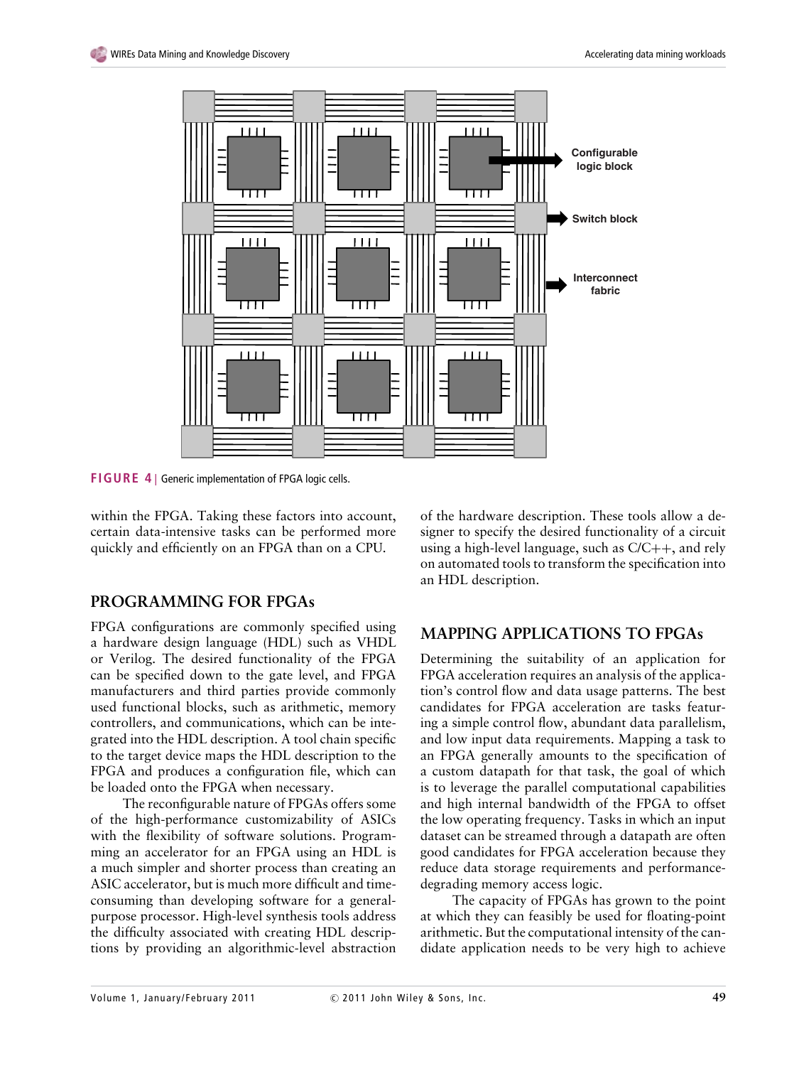Configurable logic block

Switch block

Interconnect fabric

**FIGURE 4** | Generic implementation of FPGA logic cells.

within the FPGA. Taking these factors into account, certain data-intensive tasks can be performed more quickly and efficiently on an FPGA than on a CPU.

## PROGRAMMING FOR FPGAs

FPGA configurations are commonly specified using a hardware design language (HDL) such as VHDL or Verilog. The desired functionality of the FPGA can be specified down to the gate level, and FPGA manufacturers and third parties provide commonly used functional blocks, such as arithmetic, memory controllers, and communications, which can be integrated into the HDL description. A tool chain specific to the target device maps the HDL description to the FPGA and produces a configuration file, which can be loaded onto the FPGA when necessary.

The reconfigurable nature of FPGAs offers some of the high-performance customizability of ASICs with the flexibility of software solutions. Programming an accelerator for an FPGA using an HDL is a much simpler and shorter process than creating an ASIC accelerator, but is much more difficult and time-consuming than developing software for a general-purpose processor. High-level synthesis tools address the difficulty associated with creating HDL descriptions by providing an algorithmic-level abstraction of the hardware description. These tools allow a designer to specify the desired functionality of a circuit using a high-level language, such as C/C++, and rely on automated tools to transform the specification into an HDL description.

## MAPPING APPLICATIONS TO FPGAs

Determining the suitability of an application for FPGA acceleration requires an analysis of the application's control flow and data usage patterns. The best candidates for FPGA acceleration are tasks featuring a simple control flow, abundant data parallelism, and low input data requirements. Mapping a task to an FPGA generally amounts to the specification of a custom datapath for that task, the goal of which is to leverage the parallel computational capabilities and high internal bandwidth of the FPGA to offset the low operating frequency. Tasks in which an input dataset can be streamed through a datapath are often good candidates for FPGA acceleration because they reduce data storage requirements and performance-degrading memory access logic.

The capacity of FPGAs has grown to the point at which they can feasibly be used for floating-point arithmetic. But the computational intensity of the candidate application needs to be very high to achieve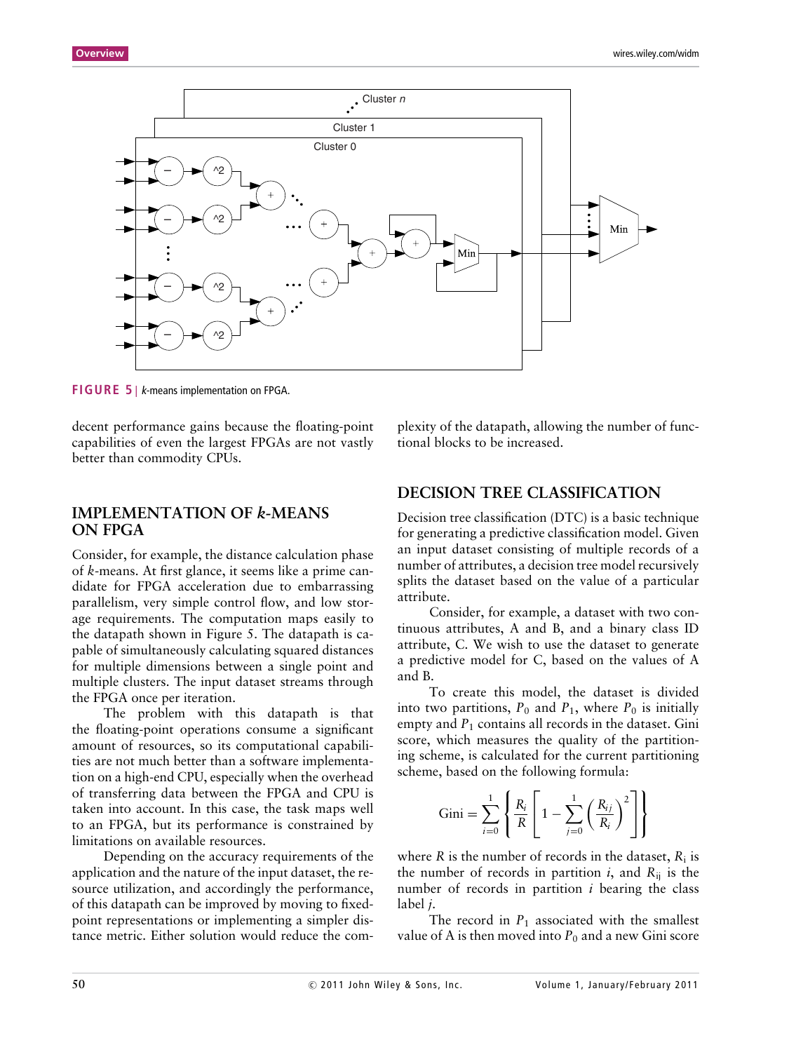FIGURE 5 | *k*-means implementation on FPGA.

decent performance gains because the floating-point capabilities of even the largest FPGAs are not vastly better than commodity CPUs.

## IMPLEMENTATION OF *k*-MEANS ON FPGA

Consider, for example, the distance calculation phase of *k*-means. At first glance, it seems like a prime candidate for FPGA acceleration due to embarrassing parallelism, very simple control flow, and low storage requirements. The computation maps easily to the datapath shown in Figure 5. The datapath is capable of simultaneously calculating squared distances for multiple dimensions between a single point and multiple clusters. The input dataset streams through the FPGA once per iteration.

The problem with this datapath is that the floating-point operations consume a significant amount of resources, so its computational capabilities are not much better than a software implementation on a high-end CPU, especially when the overhead of transferring data between the FPGA and CPU is taken into account. In this case, the task maps well to an FPGA, but its performance is constrained by limitations on available resources.

Depending on the accuracy requirements of the application and the nature of the input dataset, the resource utilization, and accordingly the performance, of this datapath can be improved by moving to fixed-point representations or implementing a simpler distance metric. Either solution would reduce the complexity of the datapath, allowing the number of functional blocks to be increased.

## DECISION TREE CLASSIFICATION

Decision tree classification (DTC) is a basic technique for generating a predictive classification model. Given an input dataset consisting of multiple records of a number of attributes, a decision tree model recursively splits the dataset based on the value of a particular attribute.

Consider, for example, a dataset with two continuous attributes, A and B, and a binary class ID attribute, C. We wish to use the dataset to generate a predictive model for C, based on the values of A and B.

To create this model, the dataset is divided into two partitions, $P_0$ and $P_1$, where $P_0$ is initially empty and $P_1$ contains all records in the dataset. Gini score, which measures the quality of the partitioning scheme, is calculated for the current partitioning scheme, based on the following formula:

$$\text{Gini} = \sum_{i=0}^{1} \left\{ \frac{R_i}{R} \left[ 1 - \sum_{j=0}^{1} \left( \frac{R_{ij}}{R_i} \right)^2 \right] \right\}$$

where $R$ is the number of records in the dataset, $R_i$ is the number of records in partition $i$, and $R_{ij}$ is the number of records in partition $i$ bearing the class label $j$.

The record in $P_1$ associated with the smallest value of A is then moved into $P_0$ and a new Gini score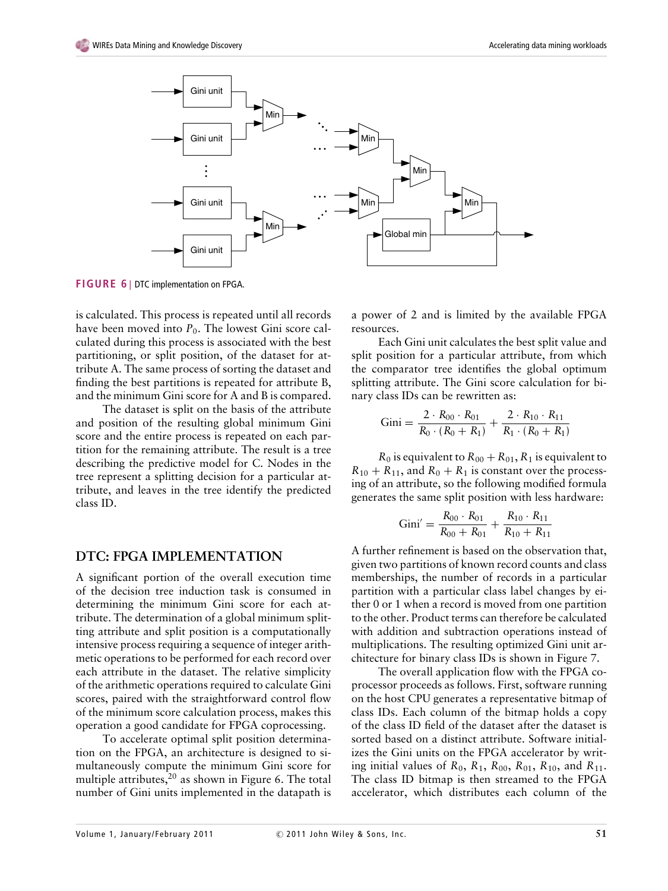FIGURE 6 | DTC implementation on FPGA.

is calculated. This process is repeated until all records have been moved into $P_0$. The lowest Gini score calculated during this process is associated with the best partitioning, or split position, of the dataset for attribute A. The same process of sorting the dataset and finding the best partitions is repeated for attribute B, and the minimum Gini score for A and B is compared.

The dataset is split on the basis of the attribute and position of the resulting global minimum Gini score and the entire process is repeated on each partition for the remaining attribute. The result is a tree describing the predictive model for C. Nodes in the tree represent a splitting decision for a particular attribute, and leaves in the tree identify the predicted class ID.

## DTC: FPGA IMPLEMENTATION

A significant portion of the overall execution time of the decision tree induction task is consumed in determining the minimum Gini score for each attribute. The determination of a global minimum splitting attribute and split position is a computationally intensive process requiring a sequence of integer arithmetic operations to be performed for each record over each attribute in the dataset. The relative simplicity of the arithmetic operations required to calculate Gini scores, paired with the straightforward control flow of the minimum score calculation process, makes this operation a good candidate for FPGA coprocessing.

To accelerate optimal split position determination on the FPGA, an architecture is designed to simultaneously compute the minimum Gini score for multiple attributes,[20] as shown in Figure 6. The total number of Gini units implemented in the datapath is a power of 2 and is limited by the available FPGA resources.

Each Gini unit calculates the best split value and split position for a particular attribute, from which the comparator tree identifies the global optimum splitting attribute. The Gini score calculation for binary class IDs can be rewritten as:

$$\text{Gini} = \frac{2 \cdot R_{00} \cdot R_{01}}{R_0 \cdot (R_0 + R_1)} + \frac{2 \cdot R_{10} \cdot R_{11}}{R_1 \cdot (R_0 + R_1)}$$

$R_0$ is equivalent to $R_{00} + R_{01}$, $R_1$ is equivalent to $R_{10} + R_{11}$, and $R_0 + R_1$ is constant over the processing of an attribute, so the following modified formula generates the same split position with less hardware:

$$\text{Gini}' = \frac{R_{00} \cdot R_{01}}{R_{00} + R_{01}} + \frac{R_{10} \cdot R_{11}}{R_{10} + R_{11}}$$

A further refinement is based on the observation that, given two partitions of known record counts and class memberships, the number of records in a particular partition with a particular class label changes by either 0 or 1 when a record is moved from one partition to the other. Product terms can therefore be calculated with addition and subtraction operations instead of multiplications. The resulting optimized Gini unit architecture for binary class IDs is shown in Figure 7.

The overall application flow with the FPGA coprocessor proceeds as follows. First, software running on the host CPU generates a representative bitmap of class IDs. Each column of the bitmap holds a copy of the class ID field of the dataset after the dataset is sorted based on a distinct attribute. Software initializes the Gini units on the FPGA accelerator by writing initial values of $R_0$, $R_1$, $R_{00}$, $R_{01}$, $R_{10}$, and $R_{11}$. The class ID bitmap is then streamed to the FPGA accelerator, which distributes each column of the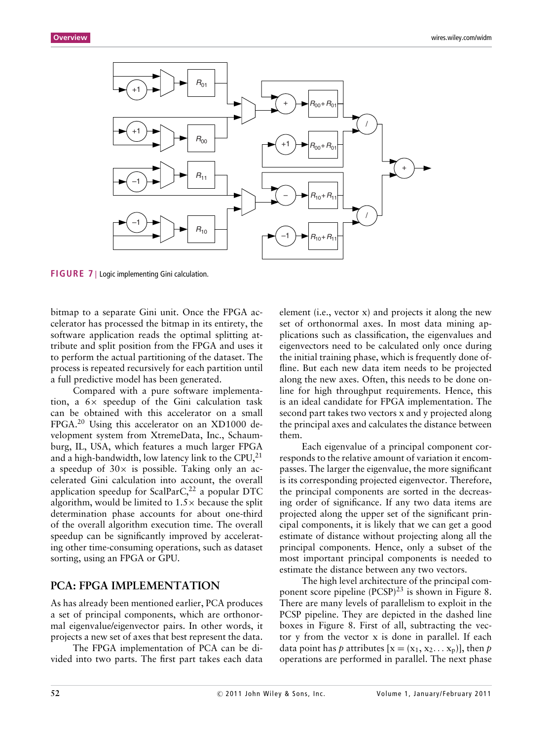+1

$R_{01}$

+

$R_{00}+R_{01}$

/

+1

$R_{00}$

+1

$R_{00}+R_{01}$

+

−1

$R_{11}$

−

$R_{10}+R_{11}$

/

−1

$R_{10}$

−1

$R_{10}+R_{11}$

**FIGURE 7** | Logic implementing Gini calculation.

bitmap to a separate Gini unit. Once the FPGA accelerator has processed the bitmap in its entirety, the software application reads the optimal splitting attribute and split position from the FPGA and uses it to perform the actual partitioning of the dataset. The process is repeated recursively for each partition until a full predictive model has been generated.

Compared with a pure software implementation, a 6× speedup of the Gini calculation task can be obtained with this accelerator on a small FPGA.[20] Using this accelerator on an XD1000 development system from XtremeData, Inc., Schaumburg, IL, USA, which features a much larger FPGA and a high-bandwidth, low latency link to the CPU,[21] a speedup of 30× is possible. Taking only an accelerated Gini calculation into account, the overall application speedup for ScalParC,[22] a popular DTC algorithm, would be limited to 1.5× because the split determination phase accounts for about one-third of the overall algorithm execution time. The overall speedup can be significantly improved by accelerating other time-consuming operations, such as dataset sorting, using an FPGA or GPU.

## PCA: FPGA IMPLEMENTATION

As has already been mentioned earlier, PCA produces a set of principal components, which are orthonormal eigenvalue/eigenvector pairs. In other words, it projects a new set of axes that best represent the data.

The FPGA implementation of PCA can be divided into two parts. The first part takes each data element (i.e., vector x) and projects it along the new set of orthonormal axes. In most data mining applications such as classification, the eigenvalues and eigenvectors need to be calculated only once during the initial training phase, which is frequently done offline. But each new data item needs to be projected along the new axes. Often, this needs to be done online for high throughput requirements. Hence, this is an ideal candidate for FPGA implementation. The second part takes two vectors x and y projected along the principal axes and calculates the distance between them.

Each eigenvalue of a principal component corresponds to the relative amount of variation it encompasses. The larger the eigenvalue, the more significant is its corresponding projected eigenvector. Therefore, the principal components are sorted in the decreasing order of significance. If any two data items are projected along the upper set of the significant principal components, it is likely that we can get a good estimate of distance without projecting along all the principal components. Hence, only a subset of the most important principal components is needed to estimate the distance between any two vectors.

The high level architecture of the principal component score pipeline (PCSP)[23] is shown in Figure 8. There are many levels of parallelism to exploit in the PCSP pipeline. They are depicted in the dashed line boxes in Figure 8. First of all, subtracting the vector y from the vector x is done in parallel. If each data point has $p$ attributes [$x = (x_1, x_2 \ldots x_p)$], then $p$ operations are performed in parallel. The next phase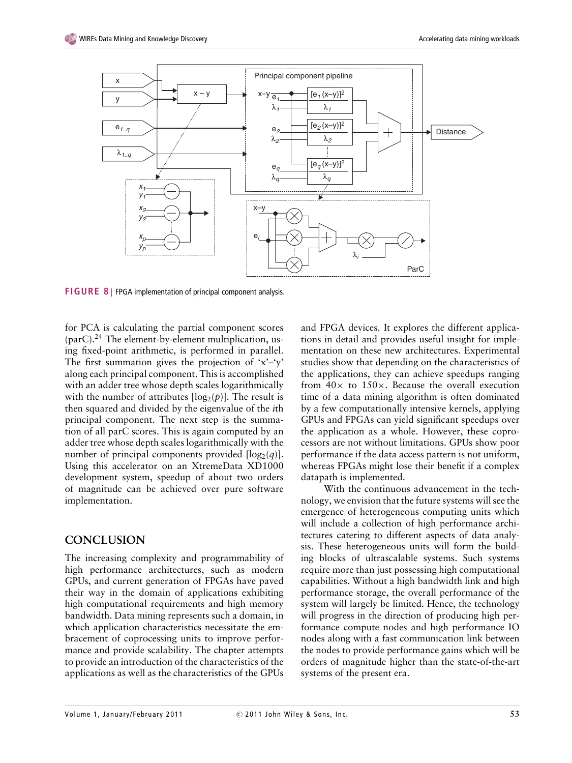x

y

$e_{1..q}$

$\lambda_{1..q}$

x − y

Principal component pipeline

x−y $e_1$

$\lambda_1$

$[e_1(x−y)]^2$

$\lambda_1$

$e_2$

$\lambda_2$

$[e_2(x−y)]^2$

$\lambda_2$

$e_q$

$\lambda_q$

$[e_q(x−y)]^2$

$\lambda_q$

Distance

$x_1$ $y_1$

$x_2$ $y_2$

$x_p$ $y_p$

x−y

$e_i$

$\lambda_i$

ParC

**FIGURE 8** | FPGA implementation of principal component analysis.

for PCA is calculating the partial component scores (parC).[24] The element-by-element multiplication, using fixed-point arithmetic, is performed in parallel. The first summation gives the projection of 'x'–'y' along each principal component. This is accomplished with an adder tree whose depth scales logarithmically with the number of attributes [$\log_2(p)$]. The result is then squared and divided by the eigenvalue of the $i$th principal component. The next step is the summation of all parC scores. This is again computed by an adder tree whose depth scales logarithmically with the number of principal components provided [$\log_2(q)$]. Using this accelerator on an XtremeData XD1000 development system, speedup of about two orders of magnitude can be achieved over pure software implementation.

## CONCLUSION

The increasing complexity and programmability of high performance architectures, such as modern GPUs, and current generation of FPGAs have paved their way in the domain of applications exhibiting high computational requirements and high memory bandwidth. Data mining represents such a domain, in which application characteristics necessitate the embracement of coprocessing units to improve performance and provide scalability. The chapter attempts to provide an introduction of the characteristics of the applications as well as the characteristics of the GPUs and FPGA devices. It explores the different applications in detail and provides useful insight for implementation on these new architectures. Experimental studies show that depending on the characteristics of the applications, they can achieve speedups ranging from 40× to 150×. Because the overall execution time of a data mining algorithm is often dominated by a few computationally intensive kernels, applying GPUs and FPGAs can yield significant speedups over the application as a whole. However, these coprocessors are not without limitations. GPUs show poor performance if the data access pattern is not uniform, whereas FPGAs might lose their benefit if a complex datapath is implemented.

With the continuous advancement in the technology, we envision that the future systems will see the emergence of heterogeneous computing units which will include a collection of high performance architectures catering to different aspects of data analysis. These heterogeneous units will form the building blocks of ultrascalable systems. Such systems require more than just possessing high computational capabilities. Without a high bandwidth link and high performance storage, the overall performance of the system will largely be limited. Hence, the technology will progress in the direction of producing high performance compute nodes and high performance IO nodes along with a fast communication link between the nodes to provide performance gains which will be orders of magnitude higher than the state-of-the-art systems of the present era.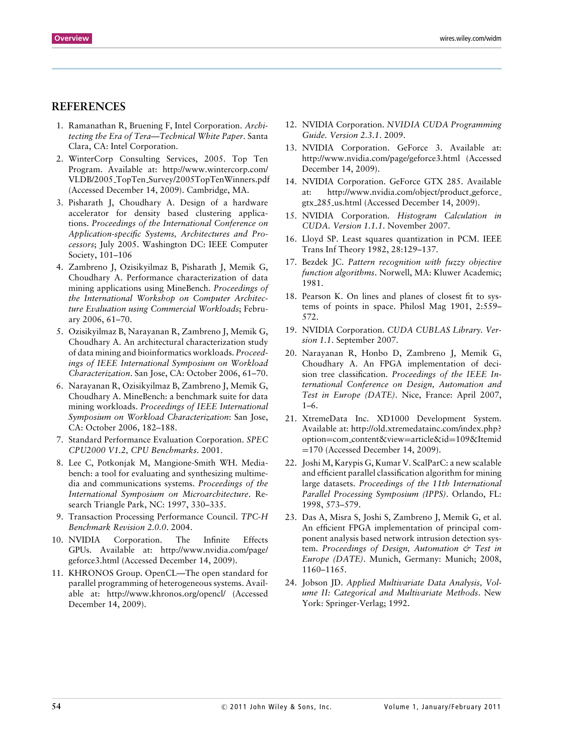## REFERENCES

1. Ramanathan R, Bruening F, Intel Corporation. *Architecting the Era of Tera—Technical White Paper*. Santa Clara, CA: Intel Corporation.
2. WinterCorp Consulting Services, 2005. Top Ten Program. Available at: http://www.wintercorp.com/VLDB/2005_TopTen_Survey/2005TopTenWinners.pdf (Accessed December 14, 2009). Cambridge, MA.
3. Pisharath J, Choudhary A. Design of a hardware accelerator for density based clustering applications. *Proceedings of the International Conference on Application-specific Systems, Architectures and Processors*; July 2005. Washington DC: IEEE Computer Society, 101–106
4. Zambreno J, Ozisikyilmaz B, Pisharath J, Memik G, Choudhary A. Performance characterization of data mining applications using MineBench. *Proceedings of the International Workshop on Computer Architecture Evaluation using Commercial Workloads*; February 2006, 61–70.
5. Ozisikyilmaz B, Narayanan R, Zambreno J, Memik G, Choudhary A. An architectural characterization study of data mining and bioinformatics workloads. *Proceedings of IEEE International Symposium on Workload Characterization*. San Jose, CA: October 2006, 61–70.
6. Narayanan R, Ozisikyilmaz B, Zambreno J, Memik G, Choudhary A. MineBench: a benchmark suite for data mining workloads. *Proceedings of IEEE International Symposium on Workload Characterization*: San Jose, CA: October 2006, 182–188.
7. Standard Performance Evaluation Corporation. *SPEC CPU2000 V1.2, CPU Benchmarks*. 2001.
8. Lee C, Potkonjak M, Mangione-Smith WH. Mediabench: a tool for evaluating and synthesizing multimedia and communications systems. *Proceedings of the International Symposium on Microarchitecture*. Research Triangle Park, NC: 1997, 330–335.
9. Transaction Processing Performance Council. *TPC-H Benchmark Revision 2.0.0*. 2004.
10. NVIDIA Corporation. The Infinite Effects GPUs. Available at: http://www.nvidia.com/page/geforce3.html (Accessed December 14, 2009).
11. KHRONOS Group. OpenCL—The open standard for parallel programming of heterogeneous systems. Available at: http://www.khronos.org/opencl/ (Accessed December 14, 2009).
12. NVIDIA Corporation. *NVIDIA CUDA Programming Guide. Version 2.3.1*. 2009.
13. NVIDIA Corporation. GeForce 3. Available at: http://www.nvidia.com/page/geforce3.html (Accessed December 14, 2009).
14. NVIDIA Corporation. GeForce GTX 285. Available at: http://www.nvidia.com/object/product_geforce_gtx_285_us.html (Accessed December 14, 2009).
15. NVIDIA Corporation. *Histogram Calculation in CUDA. Version 1.1.1*. November 2007.
16. Lloyd SP. Least squares quantization in PCM. IEEE Trans Inf Theory 1982, 28:129–137.
17. Bezdek JC. *Pattern recognition with fuzzy objective function algorithms*. Norwell, MA: Kluwer Academic; 1981.
18. Pearson K. On lines and planes of closest fit to systems of points in space. Philosl Mag 1901, 2:559–572.
19. NVIDIA Corporation. *CUDA CUBLAS Library. Version 1.1*. September 2007.
20. Narayanan R, Honbo D, Zambreno J, Memik G, Choudhary A. An FPGA implementation of decision tree classification. *Proceedings of the IEEE International Conference on Design, Automation and Test in Europe (DATE)*. Nice, France: April 2007, 1–6.
21. XtremeData Inc. XD1000 Development System. Available at: http://old.xtremedatainc.com/index.php?option=com_content&view=article&id=109&Itemid=170 (Accessed December 14, 2009).
22. Joshi M, Karypis G, Kumar V. ScalParC: a new scalable and efficient parallel classification algorithm for mining large datasets. *Proceedings of the 11th International Parallel Processing Symposium (IPPS)*. Orlando, FL: 1998, 573–579.
23. Das A, Misra S, Joshi S, Zambreno J, Memik G, et al. An efficient FPGA implementation of principal component analysis based network intrusion detection system. *Proceedings of Design, Automation & Test in Europe (DATE)*. Munich, Germany: Munich; 2008, 1160–1165.
24. Jobson JD. *Applied Multivariate Data Analysis, Volume II: Categorical and Multivariate Methods*. New York: Springer-Verlag; 1992.